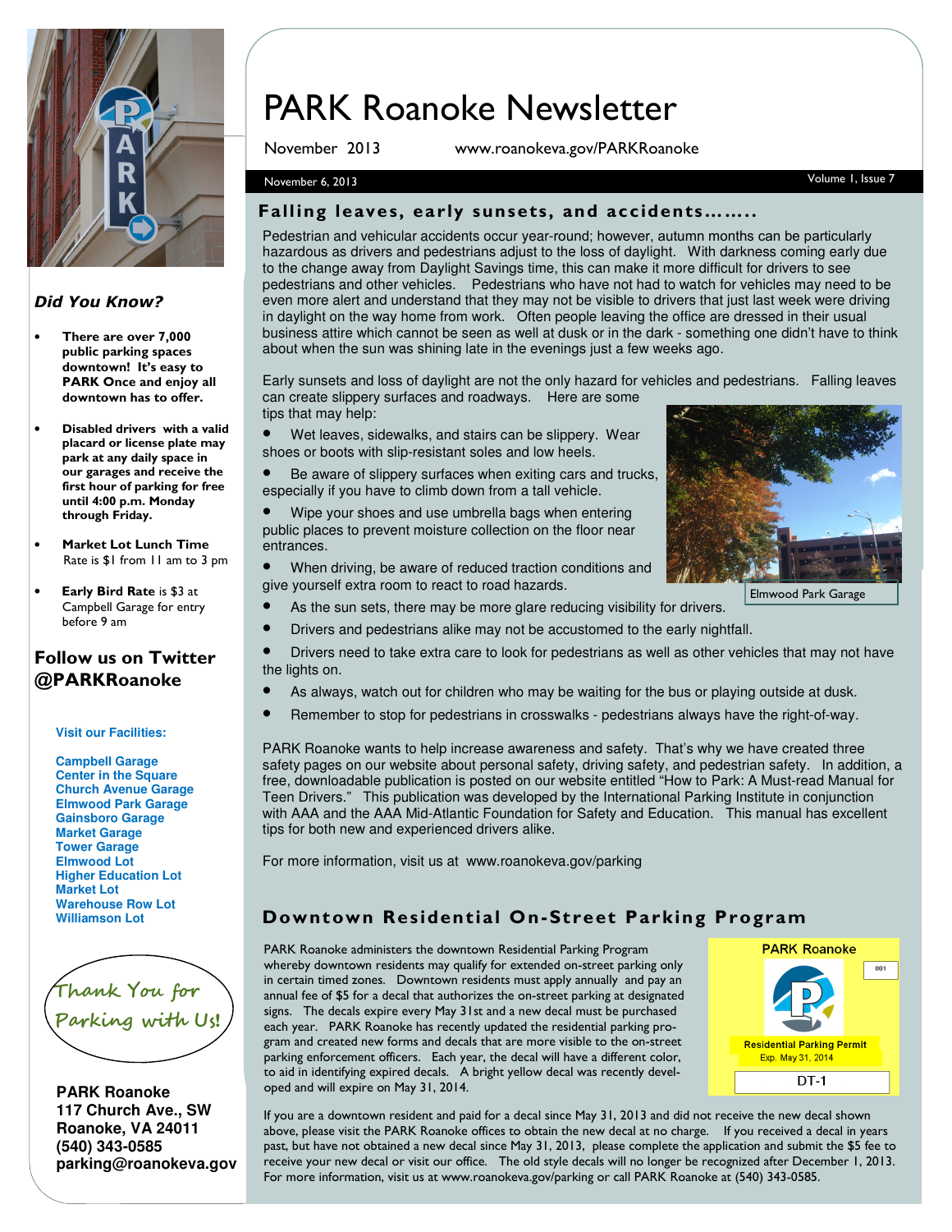# PARK Roanoke Newsletter

November 2013 www.roanokeva.gov/PARKRoanoke

November 6, 2013 Volume 1, Issue 7

## Falling leaves, early sunsets, and accidents……..

Pedestrian and vehicular accidents occur year-round; however, autumn months can be particularly hazardous as drivers and pedestrians adjust to the loss of daylight. With darkness coming early due to the change away from Daylight Savings time, this can make it more difficult for drivers to see pedestrians and other vehicles. Pedestrians who have not had to watch for vehicles may need to be even more alert and understand that they may not be visible to drivers that just last week were driving in daylight on the way home from work. Often people leaving the office are dressed in their usual business attire which cannot be seen as well at dusk or in the dark - something one didn't have to think about when the sun was shining late in the evenings just a few weeks ago.

Early sunsets and loss of daylight are not the only hazard for vehicles and pedestrians. Falling leaves can create slippery surfaces and roadways. Here are some tips that may help:

- Wet leaves, sidewalks, and stairs can be slippery. Wear shoes or boots with slip-resistant soles and low heels.
- Be aware of slippery surfaces when exiting cars and trucks, especially if you have to climb down from a tall vehicle.
- Wipe your shoes and use umbrella bags when entering public places to prevent moisture collection on the floor near entrances.
- When driving, be aware of reduced traction conditions and give yourself extra room to react to road hazards.
- As the sun sets, there may be more glare reducing visibility for drivers.
- Drivers and pedestrians alike may not be accustomed to the early nightfall.
- Drivers need to take extra care to look for pedestrians as well as other vehicles that may not have the lights on.
- As always, watch out for children who may be waiting for the bus or playing outside at dusk.
- Remember to stop for pedestrians in crosswalks - pedestrians always have the right-of-way.

Elmwood Park Garage

PARK Roanoke wants to help increase awareness and safety. That's why we have created three safety pages on our website about personal safety, driving safety, and pedestrian safety. In addition, a free, downloadable publication is posted on our website entitled "How to Park: A Must-read Manual for Teen Drivers." This publication was developed by the International Parking Institute in conjunction with AAA and the AAA Mid-Atlantic Foundation for Safety and Education. This manual has excellent tips for both new and experienced drivers alike.

For more information, visit us at www.roanokeva.gov/parking

## Downtown Residential On-Street Parking Program

PARK Roanoke administers the downtown Residential Parking Program whereby downtown residents may qualify for extended on-street parking only in certain timed zones. Downtown residents must apply annually and pay an annual fee of $5 for a decal that authorizes the on-street parking at designated signs. The decals expire every May 31st and a new decal must be purchased each year. PARK Roanoke has recently updated the residential parking program and created new forms and decals that are more visible to the on-street parking enforcement officers. Each year, the decal will have a different color, to aid in identifying expired decals. A bright yellow decal was recently developed and will expire on May 31, 2014.

PARK Roanoke 001 Residential Parking Permit Exp. May 31, 2014 DT-1

If you are a downtown resident and paid for a decal since May 31, 2013 and did not receive the new decal shown above, please visit the PARK Roanoke offices to obtain the new decal at no charge. If you received a decal in years past, but have not obtained a new decal since May 31, 2013, please complete the application and submit the $5 fee to receive your new decal or visit our office. The old style decals will no longer be recognized after December 1, 2013. For more information, visit us at www.roanokeva.gov/parking or call PARK Roanoke at (540) 343-0585.

### *Did You Know?*

- **There are over 7,000 public parking spaces downtown! It's easy to PARK Once and enjoy all downtown has to offer.**
- **Disabled drivers with a valid placard or license plate may park at any daily space in our garages and receive the first hour of parking for free until 4:00 p.m. Monday through Friday.**
- **Market Lot Lunch Time** Rate is $1 from 11 am to 3 pm
- **Early Bird Rate** is $3 at Campbell Garage for entry before 9 am

### Follow us on Twitter @PARKRoanoke

**Visit our Facilities:**

**Campbell Garage**
**Center in the Square**
**Church Avenue Garage**
**Elmwood Park Garage**
**Gainsboro Garage**
**Market Garage**
**Tower Garage**
**Elmwood Lot**
**Higher Education Lot**
**Market Lot**
**Warehouse Row Lot**
**Williamson Lot**

*Thank You for Parking with Us!*

**PARK Roanoke**
**117 Church Ave., SW**
**Roanoke, VA 24011**
**(540) 343-0585**
**parking@roanokeva.gov**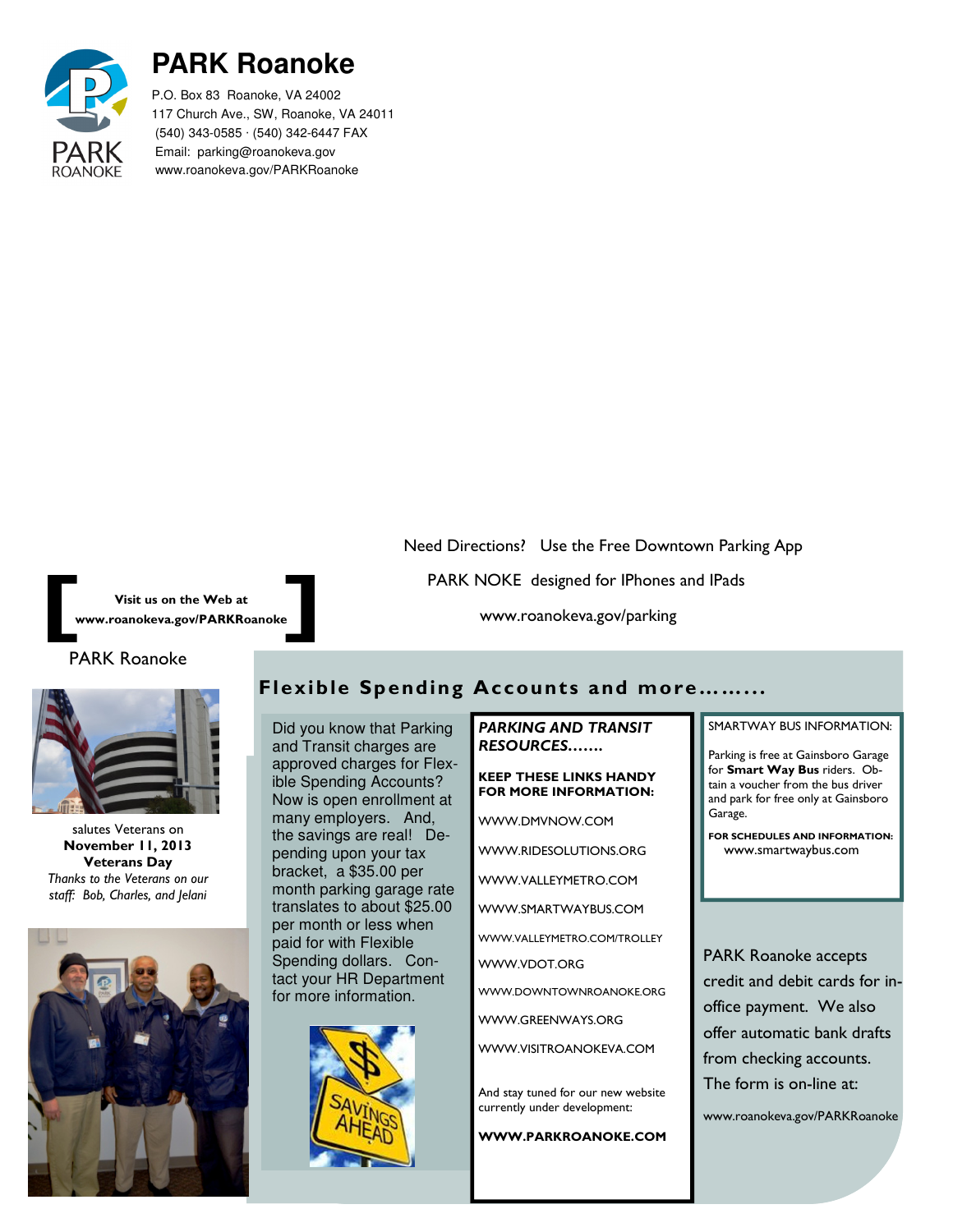# PARK Roanoke

P.O. Box 83 Roanoke, VA 24002
117 Church Ave., SW, Roanoke, VA 24011
(540) 343-0585 · (540) 342-6447 FAX
Email: parking@roanokeva.gov
www.roanokeva.gov/PARKRoanoke

Need Directions? Use the Free Downtown Parking App

PARK NOKE designed for IPhones and IPads

www.roanokeva.gov/parking

**Visit us on the Web at**
**www.roanokeva.gov/PARKRoanoke**

PARK Roanoke

salutes Veterans on
**November 11, 2013**
**Veterans Day**
*Thanks to the Veterans on our staff: Bob, Charles, and Jelani*

## Flexible Spending Accounts and more………

Did you know that Parking and Transit charges are approved charges for Flexible Spending Accounts? Now is open enrollment at many employers. And, the savings are real! Depending upon your tax bracket, a $35.00 per month parking garage rate translates to about $25.00 per month or less when paid for with Flexible Spending dollars. Contact your HR Department for more information.

***PARKING AND TRANSIT RESOURCES…….***

**KEEP THESE LINKS HANDY FOR MORE INFORMATION:**

WWW.DMVNOW.COM

WWW.RIDESOLUTIONS.ORG

WWW.VALLEYMETRO.COM

WWW.SMARTWAYBUS.COM

WWW.VALLEYMETRO.COM/TROLLEY

WWW.VDOT.ORG

WWW.DOWNTOWNROANOKE.ORG

WWW.GREENWAYS.ORG

WWW.VISITROANOKEVA.COM

And stay tuned for our new website currently under development:

**WWW.PARKROANOKE.COM**

SMARTWAY BUS INFORMATION:

Parking is free at Gainsboro Garage for **Smart Way Bus** riders. Obtain a voucher from the bus driver and park for free only at Gainsboro Garage.

**FOR SCHEDULES AND INFORMATION:**
www.smartwaybus.com

PARK Roanoke accepts credit and debit cards for in-office payment. We also offer automatic bank drafts from checking accounts. The form is on-line at:

www.roanokeva.gov/PARKRoanoke